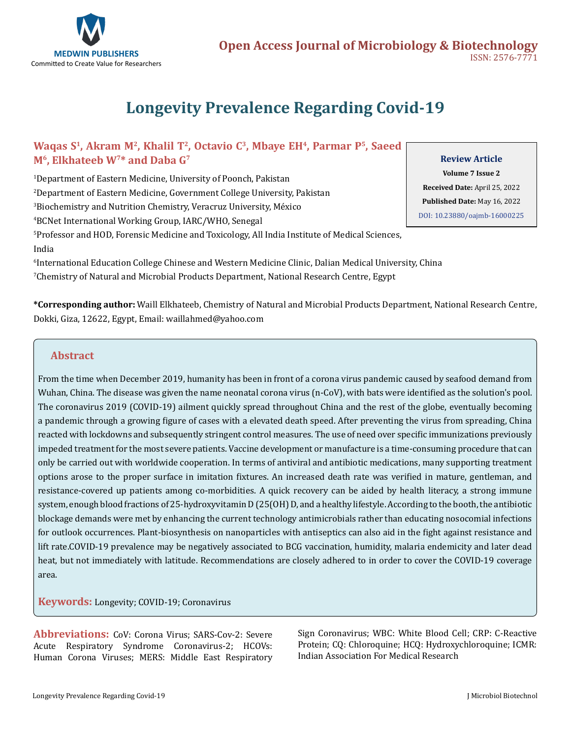MEDWIN PUBLISHERS

Committed to Create Value for Researchers

**Open Access Journal of Microbiology & Biotechnology**

ISSN: 2576-7771

# Longevity Prevalence Regarding Covid-19

**Waqas S[1], Akram M[2], Khalil T[2], Octavio C[3], Mbaye EH[4], Parmar P[5], Saeed M[6], Elkhateeb W[7]* and Daba G[7]**

[1]Department of Eastern Medicine, University of Poonch, Pakistan

[2]Department of Eastern Medicine, Government College University, Pakistan

[3]Biochemistry and Nutrition Chemistry, Veracruz University, México

[4]BCNet International Working Group, IARC/WHO, Senegal

[5]Professor and HOD, Forensic Medicine and Toxicology, All India Institute of Medical Sciences, India

[6]International Education College Chinese and Western Medicine Clinic, Dalian Medical University, China

[7]Chemistry of Natural and Microbial Products Department, National Research Centre, Egypt

**Review Article**

**Volume 7 Issue 2**

**Received Date:** April 25, 2022

**Published Date:** May 16, 2022

DOI: 10.23880/oajmb-16000225

**\*Corresponding author:** Waill Elkhateeb, Chemistry of Natural and Microbial Products Department, National Research Centre, Dokki, Giza, 12622, Egypt, Email: waillahmed@yahoo.com

## Abstract

From the time when December 2019, humanity has been in front of a corona virus pandemic caused by seafood demand from Wuhan, China. The disease was given the name neonatal corona virus (n-CoV), with bats were identified as the solution's pool. The coronavirus 2019 (COVID-19) ailment quickly spread throughout China and the rest of the globe, eventually becoming a pandemic through a growing figure of cases with a elevated death speed. After preventing the virus from spreading, China reacted with lockdowns and subsequently stringent control measures. The use of need over specific immunizations previously impeded treatment for the most severe patients. Vaccine development or manufacture is a time-consuming procedure that can only be carried out with worldwide cooperation. In terms of antiviral and antibiotic medications, many supporting treatment options arose to the proper surface in imitation fixtures. An increased death rate was verified in mature, gentleman, and resistance-covered up patients among co-morbidities. A quick recovery can be aided by health literacy, a strong immune system, enough blood fractions of 25-hydroxyvitamin D (25(OH) D, and a healthy lifestyle. According to the booth, the antibiotic blockage demands were met by enhancing the current technology antimicrobials rather than educating nosocomial infections for outlook occurrences. Plant-biosynthesis on nanoparticles with antiseptics can also aid in the fight against resistance and lift rate.COVID-19 prevalence may be negatively associated to BCG vaccination, humidity, malaria endemicity and later dead heat, but not immediately with latitude. Recommendations are closely adhered to in order to cover the COVID-19 coverage area.

**Keywords:** Longevity; COVID-19; Coronavirus

**Abbreviations:** CoV: Corona Virus; SARS-Cov-2: Severe Acute Respiratory Syndrome Coronavirus-2; HCOVs: Human Corona Viruses; MERS: Middle East Respiratory Sign Coronavirus; WBC: White Blood Cell; CRP: C-Reactive Protein; CQ: Chloroquine; HCQ: Hydroxychloroquine; ICMR: Indian Association For Medical Research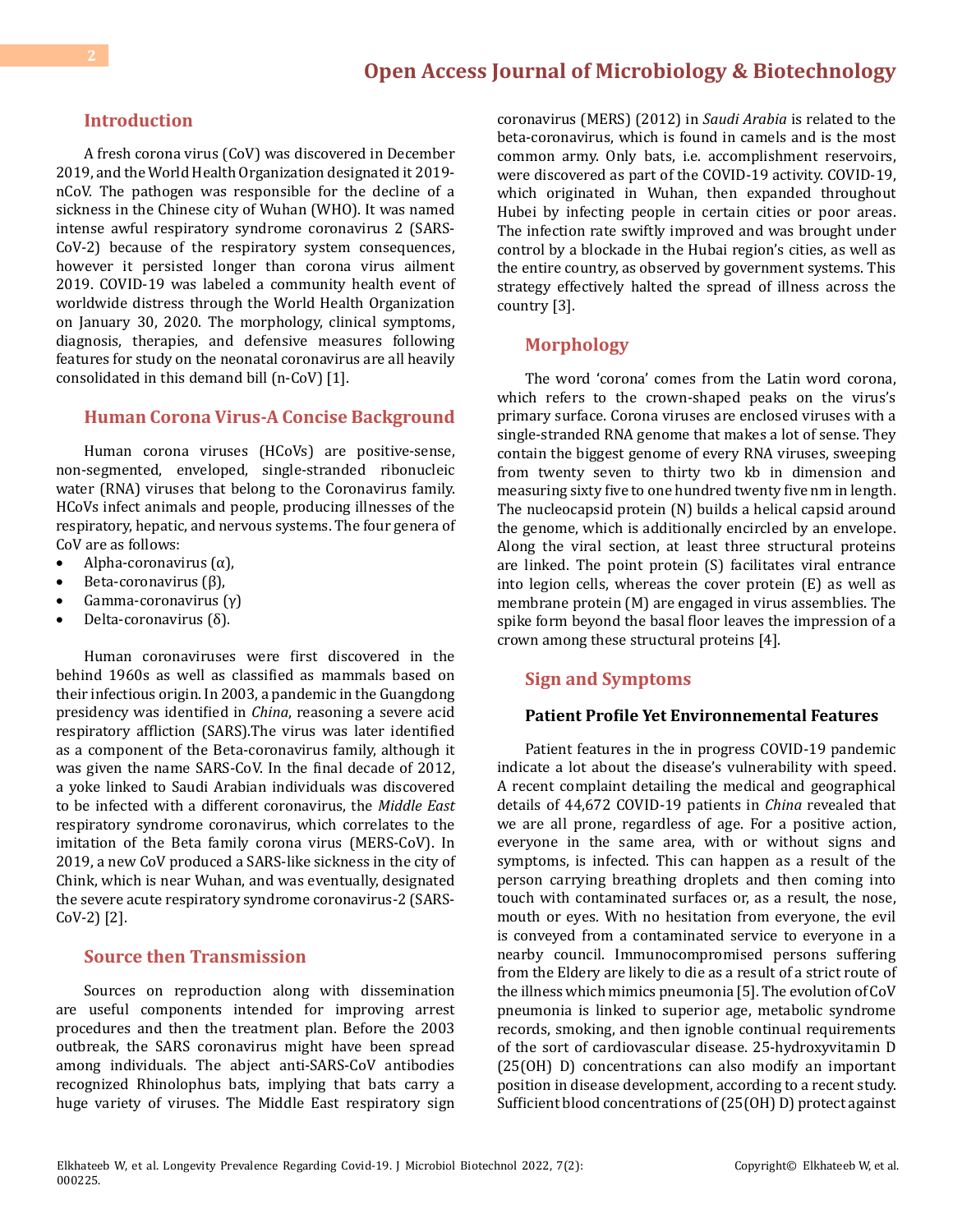## Introduction

A fresh corona virus (CoV) was discovered in December 2019, and the World Health Organization designated it 2019-nCoV. The pathogen was responsible for the decline of a sickness in the Chinese city of Wuhan (WHO). It was named intense awful respiratory syndrome coronavirus 2 (SARS-CoV-2) because of the respiratory system consequences, however it persisted longer than corona virus ailment 2019. COVID-19 was labeled a community health event of worldwide distress through the World Health Organization on January 30, 2020. The morphology, clinical symptoms, diagnosis, therapies, and defensive measures following features for study on the neonatal coronavirus are all heavily consolidated in this demand bill (n-CoV) [1].

## Human Corona Virus-A Concise Background

Human corona viruses (HCoVs) are positive-sense, non-segmented, enveloped, single-stranded ribonucleic water (RNA) viruses that belong to the Coronavirus family. HCoVs infect animals and people, producing illnesses of the respiratory, hepatic, and nervous systems. The four genera of CoV are as follows:

- Alpha-coronavirus (α),
- Beta-coronavirus (β),
- Gamma-coronavirus (γ)
- Delta-coronavirus (δ).

Human coronaviruses were first discovered in the behind 1960s as well as classified as mammals based on their infectious origin. In 2003, a pandemic in the Guangdong presidency was identified in *China*, reasoning a severe acid respiratory affliction (SARS).The virus was later identified as a component of the Beta-coronavirus family, although it was given the name SARS-CoV. In the final decade of 2012, a yoke linked to Saudi Arabian individuals was discovered to be infected with a different coronavirus, the *Middle East* respiratory syndrome coronavirus, which correlates to the imitation of the Beta family corona virus (MERS-CoV). In 2019, a new CoV produced a SARS-like sickness in the city of Chink, which is near Wuhan, and was eventually, designated the severe acute respiratory syndrome coronavirus-2 (SARS-CoV-2) [2].

## Source then Transmission

Sources on reproduction along with dissemination are useful components intended for improving arrest procedures and then the treatment plan. Before the 2003 outbreak, the SARS coronavirus might have been spread among individuals. The abject anti-SARS-CoV antibodies recognized Rhinolophus bats, implying that bats carry a huge variety of viruses. The Middle East respiratory sign coronavirus (MERS) (2012) in *Saudi Arabia* is related to the beta-coronavirus, which is found in camels and is the most common army. Only bats, i.e. accomplishment reservoirs, were discovered as part of the COVID-19 activity. COVID-19, which originated in Wuhan, then expanded throughout Hubei by infecting people in certain cities or poor areas. The infection rate swiftly improved and was brought under control by a blockade in the Hubai region's cities, as well as the entire country, as observed by government systems. This strategy effectively halted the spread of illness across the country [3].

## Morphology

The word 'corona' comes from the Latin word corona, which refers to the crown-shaped peaks on the virus's primary surface. Corona viruses are enclosed viruses with a single-stranded RNA genome that makes a lot of sense. They contain the biggest genome of every RNA viruses, sweeping from twenty seven to thirty two kb in dimension and measuring sixty five to one hundred twenty five nm in length. The nucleocapsid protein (N) builds a helical capsid around the genome, which is additionally encircled by an envelope. Along the viral section, at least three structural proteins are linked. The point protein (S) facilitates viral entrance into legion cells, whereas the cover protein (E) as well as membrane protein (M) are engaged in virus assemblies. The spike form beyond the basal floor leaves the impression of a crown among these structural proteins [4].

## Sign and Symptoms

### Patient Profile Yet Environnemental Features

Patient features in the in progress COVID-19 pandemic indicate a lot about the disease's vulnerability with speed. A recent complaint detailing the medical and geographical details of 44,672 COVID-19 patients in *China* revealed that we are all prone, regardless of age. For a positive action, everyone in the same area, with or without signs and symptoms, is infected. This can happen as a result of the person carrying breathing droplets and then coming into touch with contaminated surfaces or, as a result, the nose, mouth or eyes. With no hesitation from everyone, the evil is conveyed from a contaminated service to everyone in a nearby council. Immunocompromised persons suffering from the Eldery are likely to die as a result of a strict route of the illness which mimics pneumonia [5]. The evolution of CoV pneumonia is linked to superior age, metabolic syndrome records, smoking, and then ignoble continual requirements of the sort of cardiovascular disease. 25-hydroxyvitamin D (25(OH) D) concentrations can also modify an important position in disease development, according to a recent study. Sufficient blood concentrations of (25(OH) D) protect against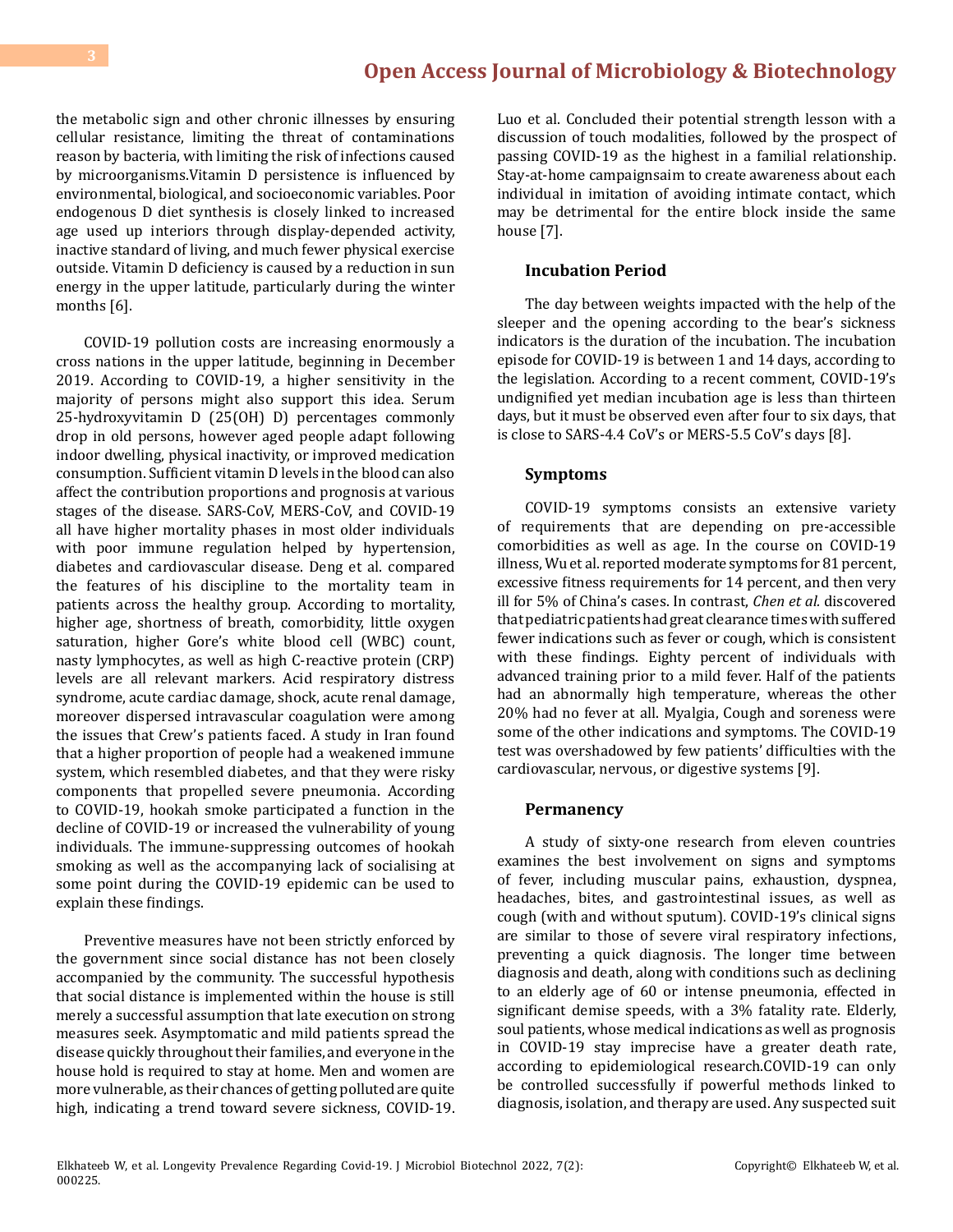the metabolic sign and other chronic illnesses by ensuring cellular resistance, limiting the threat of contaminations reason by bacteria, with limiting the risk of infections caused by microorganisms.Vitamin D persistence is influenced by environmental, biological, and socioeconomic variables. Poor endogenous D diet synthesis is closely linked to increased age used up interiors through display-depended activity, inactive standard of living, and much fewer physical exercise outside. Vitamin D deficiency is caused by a reduction in sun energy in the upper latitude, particularly during the winter months [6].

COVID-19 pollution costs are increasing enormously a cross nations in the upper latitude, beginning in December 2019. According to COVID-19, a higher sensitivity in the majority of persons might also support this idea. Serum 25-hydroxyvitamin D (25(OH) D) percentages commonly drop in old persons, however aged people adapt following indoor dwelling, physical inactivity, or improved medication consumption. Sufficient vitamin D levels in the blood can also affect the contribution proportions and prognosis at various stages of the disease. SARS-CoV, MERS-CoV, and COVID-19 all have higher mortality phases in most older individuals with poor immune regulation helped by hypertension, diabetes and cardiovascular disease. Deng et al. compared the features of his discipline to the mortality team in patients across the healthy group. According to mortality, higher age, shortness of breath, comorbidity, little oxygen saturation, higher Gore's white blood cell (WBC) count, nasty lymphocytes, as well as high C-reactive protein (CRP) levels are all relevant markers. Acid respiratory distress syndrome, acute cardiac damage, shock, acute renal damage, moreover dispersed intravascular coagulation were among the issues that Crew's patients faced. A study in Iran found that a higher proportion of people had a weakened immune system, which resembled diabetes, and that they were risky components that propelled severe pneumonia. According to COVID-19, hookah smoke participated a function in the decline of COVID-19 or increased the vulnerability of young individuals. The immune-suppressing outcomes of hookah smoking as well as the accompanying lack of socialising at some point during the COVID-19 epidemic can be used to explain these findings.

Preventive measures have not been strictly enforced by the government since social distance has not been closely accompanied by the community. The successful hypothesis that social distance is implemented within the house is still merely a successful assumption that late execution on strong measures seek. Asymptomatic and mild patients spread the disease quickly throughout their families, and everyone in the house hold is required to stay at home. Men and women are more vulnerable, as their chances of getting polluted are quite high, indicating a trend toward severe sickness, COVID-19. Luo et al. Concluded their potential strength lesson with a discussion of touch modalities, followed by the prospect of passing COVID-19 as the highest in a familial relationship. Stay-at-home campaignsaim to create awareness about each individual in imitation of avoiding intimate contact, which may be detrimental for the entire block inside the same house [7].

### Incubation Period

The day between weights impacted with the help of the sleeper and the opening according to the bear's sickness indicators is the duration of the incubation. The incubation episode for COVID-19 is between 1 and 14 days, according to the legislation. According to a recent comment, COVID-19's undignified yet median incubation age is less than thirteen days, but it must be observed even after four to six days, that is close to SARS-4.4 CoV's or MERS-5.5 CoV's days [8].

### Symptoms

COVID-19 symptoms consists an extensive variety of requirements that are depending on pre-accessible comorbidities as well as age. In the course on COVID-19 illness, Wu et al. reported moderate symptoms for 81 percent, excessive fitness requirements for 14 percent, and then very ill for 5% of China's cases. In contrast, *Chen et al.* discovered that pediatric patients had great clearance times with suffered fewer indications such as fever or cough, which is consistent with these findings. Eighty percent of individuals with advanced training prior to a mild fever. Half of the patients had an abnormally high temperature, whereas the other 20% had no fever at all. Myalgia, Cough and soreness were some of the other indications and symptoms. The COVID-19 test was overshadowed by few patients' difficulties with the cardiovascular, nervous, or digestive systems [9].

### Permanency

A study of sixty-one research from eleven countries examines the best involvement on signs and symptoms of fever, including muscular pains, exhaustion, dyspnea, headaches, bites, and gastrointestinal issues, as well as cough (with and without sputum). COVID-19's clinical signs are similar to those of severe viral respiratory infections, preventing a quick diagnosis. The longer time between diagnosis and death, along with conditions such as declining to an elderly age of 60 or intense pneumonia, effected in significant demise speeds, with a 3% fatality rate. Elderly, soul patients, whose medical indications as well as prognosis in COVID-19 stay imprecise have a greater death rate, according to epidemiological research.COVID-19 can only be controlled successfully if powerful methods linked to diagnosis, isolation, and therapy are used. Any suspected suit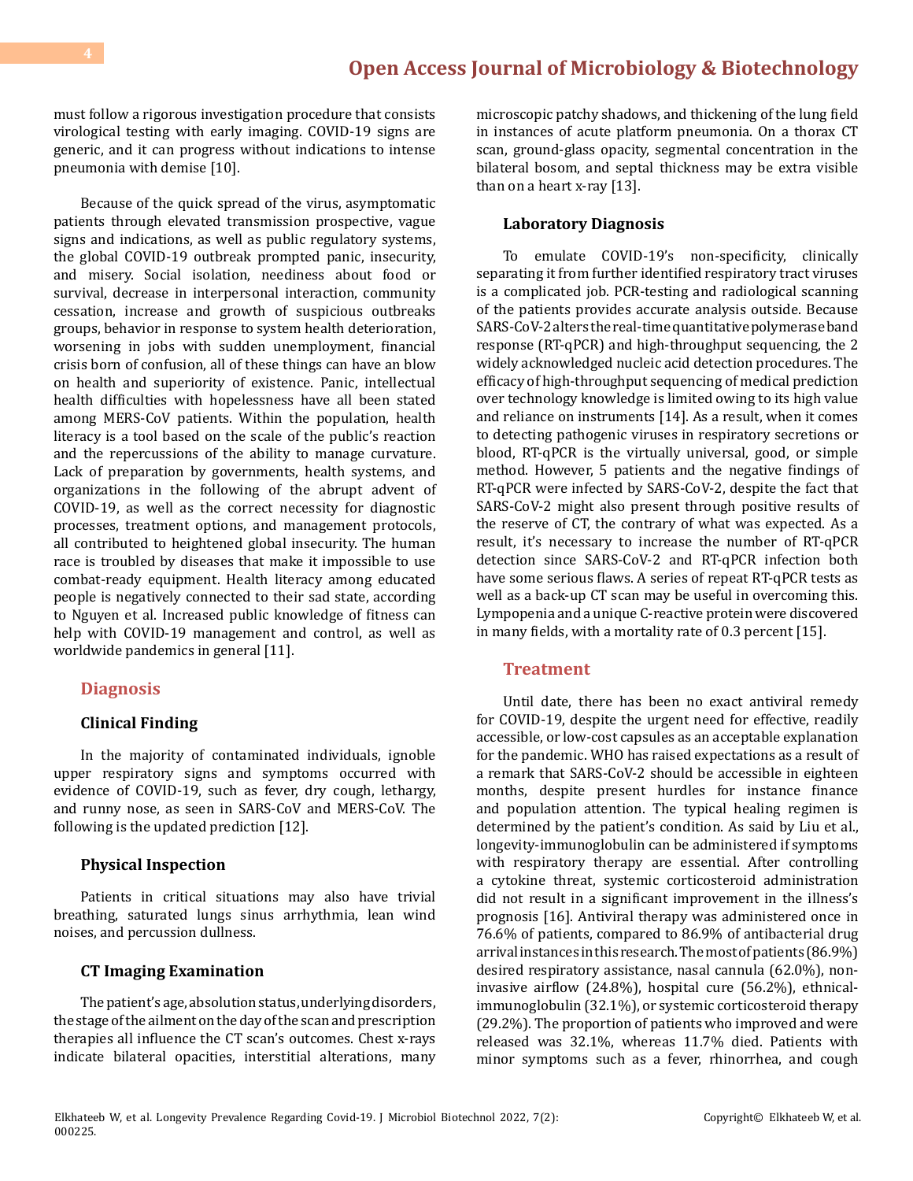must follow a rigorous investigation procedure that consists virological testing with early imaging. COVID-19 signs are generic, and it can progress without indications to intense pneumonia with demise [10].

Because of the quick spread of the virus, asymptomatic patients through elevated transmission prospective, vague signs and indications, as well as public regulatory systems, the global COVID-19 outbreak prompted panic, insecurity, and misery. Social isolation, neediness about food or survival, decrease in interpersonal interaction, community cessation, increase and growth of suspicious outbreaks groups, behavior in response to system health deterioration, worsening in jobs with sudden unemployment, financial crisis born of confusion, all of these things can have an blow on health and superiority of existence. Panic, intellectual health difficulties with hopelessness have all been stated among MERS-CoV patients. Within the population, health literacy is a tool based on the scale of the public's reaction and the repercussions of the ability to manage curvature. Lack of preparation by governments, health systems, and organizations in the following of the abrupt advent of COVID-19, as well as the correct necessity for diagnostic processes, treatment options, and management protocols, all contributed to heightened global insecurity. The human race is troubled by diseases that make it impossible to use combat-ready equipment. Health literacy among educated people is negatively connected to their sad state, according to Nguyen et al. Increased public knowledge of fitness can help with COVID-19 management and control, as well as worldwide pandemics in general [11].

## Diagnosis

### Clinical Finding

In the majority of contaminated individuals, ignoble upper respiratory signs and symptoms occurred with evidence of COVID-19, such as fever, dry cough, lethargy, and runny nose, as seen in SARS-CoV and MERS-CoV. The following is the updated prediction [12].

### Physical Inspection

Patients in critical situations may also have trivial breathing, saturated lungs sinus arrhythmia, lean wind noises, and percussion dullness.

### CT Imaging Examination

The patient's age, absolution status, underlying disorders, the stage of the ailment on the day of the scan and prescription therapies all influence the CT scan's outcomes. Chest x-rays indicate bilateral opacities, interstitial alterations, many microscopic patchy shadows, and thickening of the lung field in instances of acute platform pneumonia. On a thorax CT scan, ground-glass opacity, segmental concentration in the bilateral bosom, and septal thickness may be extra visible than on a heart x-ray [13].

### Laboratory Diagnosis

To emulate COVID-19's non-specificity, clinically separating it from further identified respiratory tract viruses is a complicated job. PCR-testing and radiological scanning of the patients provides accurate analysis outside. Because SARS-CoV-2 alters the real-time quantitative polymerase band response (RT-qPCR) and high-throughput sequencing, the 2 widely acknowledged nucleic acid detection procedures. The efficacy of high-throughput sequencing of medical prediction over technology knowledge is limited owing to its high value and reliance on instruments [14]. As a result, when it comes to detecting pathogenic viruses in respiratory secretions or blood, RT-qPCR is the virtually universal, good, or simple method. However, 5 patients and the negative findings of RT-qPCR were infected by SARS-CoV-2, despite the fact that SARS-CoV-2 might also present through positive results of the reserve of CT, the contrary of what was expected. As a result, it's necessary to increase the number of RT-qPCR detection since SARS-CoV-2 and RT-qPCR infection both have some serious flaws. A series of repeat RT-qPCR tests as well as a back-up CT scan may be useful in overcoming this. Lympopenia and a unique C-reactive protein were discovered in many fields, with a mortality rate of 0.3 percent [15].

## Treatment

Until date, there has been no exact antiviral remedy for COVID-19, despite the urgent need for effective, readily accessible, or low-cost capsules as an acceptable explanation for the pandemic. WHO has raised expectations as a result of a remark that SARS-CoV-2 should be accessible in eighteen months, despite present hurdles for instance finance and population attention. The typical healing regimen is determined by the patient's condition. As said by Liu et al., longevity-immunoglobulin can be administered if symptoms with respiratory therapy are essential. After controlling a cytokine threat, systemic corticosteroid administration did not result in a significant improvement in the illness's prognosis [16]. Antiviral therapy was administered once in 76.6% of patients, compared to 86.9% of antibacterial drug arrival instances in this research. The most of patients (86.9%) desired respiratory assistance, nasal cannula (62.0%), non-invasive airflow (24.8%), hospital cure (56.2%), ethnical-immunoglobulin (32.1%), or systemic corticosteroid therapy (29.2%). The proportion of patients who improved and were released was 32.1%, whereas 11.7% died. Patients with minor symptoms such as a fever, rhinorrhea, and cough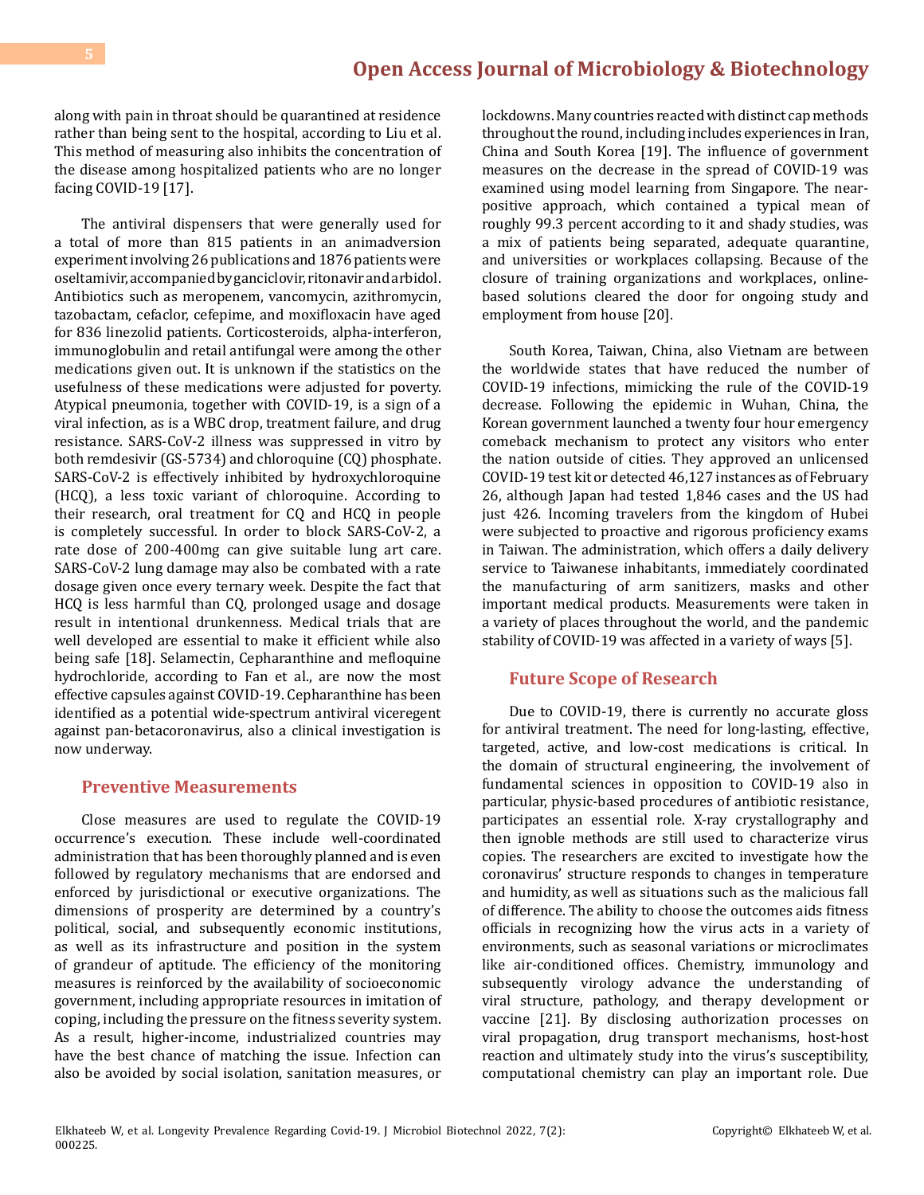along with pain in throat should be quarantined at residence rather than being sent to the hospital, according to Liu et al. This method of measuring also inhibits the concentration of the disease among hospitalized patients who are no longer facing COVID-19 [17].

The antiviral dispensers that were generally used for a total of more than 815 patients in an animadversion experiment involving 26 publications and 1876 patients were oseltamivir, accompanied by ganciclovir, ritonavir and arbidol. Antibiotics such as meropenem, vancomycin, azithromycin, tazobactam, cefaclor, cefepime, and moxifloxacin have aged for 836 linezolid patients. Corticosteroids, alpha-interferon, immunoglobulin and retail antifungal were among the other medications given out. It is unknown if the statistics on the usefulness of these medications were adjusted for poverty. Atypical pneumonia, together with COVID-19, is a sign of a viral infection, as is a WBC drop, treatment failure, and drug resistance. SARS-CoV-2 illness was suppressed in vitro by both remdesivir (GS-5734) and chloroquine (CQ) phosphate. SARS-CoV-2 is effectively inhibited by hydroxychloroquine (HCQ), a less toxic variant of chloroquine. According to their research, oral treatment for CQ and HCQ in people is completely successful. In order to block SARS-CoV-2, a rate dose of 200-400mg can give suitable lung art care. SARS-CoV-2 lung damage may also be combated with a rate dosage given once every ternary week. Despite the fact that HCQ is less harmful than CQ, prolonged usage and dosage result in intentional drunkenness. Medical trials that are well developed are essential to make it efficient while also being safe [18]. Selamectin, Cepharanthine and mefloquine hydrochloride, according to Fan et al., are now the most effective capsules against COVID-19. Cepharanthine has been identified as a potential wide-spectrum antiviral viceregent against pan-betacoronavirus, also a clinical investigation is now underway.

## Preventive Measurements

Close measures are used to regulate the COVID-19 occurrence's execution. These include well-coordinated administration that has been thoroughly planned and is even followed by regulatory mechanisms that are endorsed and enforced by jurisdictional or executive organizations. The dimensions of prosperity are determined by a country's political, social, and subsequently economic institutions, as well as its infrastructure and position in the system of grandeur of aptitude. The efficiency of the monitoring measures is reinforced by the availability of socioeconomic government, including appropriate resources in imitation of coping, including the pressure on the fitness severity system. As a result, higher-income, industrialized countries may have the best chance of matching the issue. Infection can also be avoided by social isolation, sanitation measures, or lockdowns. Many countries reacted with distinct cap methods throughout the round, including includes experiences in Iran, China and South Korea [19]. The influence of government measures on the decrease in the spread of COVID-19 was examined using model learning from Singapore. The near-positive approach, which contained a typical mean of roughly 99.3 percent according to it and shady studies, was a mix of patients being separated, adequate quarantine, and universities or workplaces collapsing. Because of the closure of training organizations and workplaces, online-based solutions cleared the door for ongoing study and employment from house [20].

South Korea, Taiwan, China, also Vietnam are between the worldwide states that have reduced the number of COVID-19 infections, mimicking the rule of the COVID-19 decrease. Following the epidemic in Wuhan, China, the Korean government launched a twenty four hour emergency comeback mechanism to protect any visitors who enter the nation outside of cities. They approved an unlicensed COVID-19 test kit or detected 46,127 instances as of February 26, although Japan had tested 1,846 cases and the US had just 426. Incoming travelers from the kingdom of Hubei were subjected to proactive and rigorous proficiency exams in Taiwan. The administration, which offers a daily delivery service to Taiwanese inhabitants, immediately coordinated the manufacturing of arm sanitizers, masks and other important medical products. Measurements were taken in a variety of places throughout the world, and the pandemic stability of COVID-19 was affected in a variety of ways [5].

## Future Scope of Research

Due to COVID-19, there is currently no accurate gloss for antiviral treatment. The need for long-lasting, effective, targeted, active, and low-cost medications is critical. In the domain of structural engineering, the involvement of fundamental sciences in opposition to COVID-19 also in particular, physic-based procedures of antibiotic resistance, participates an essential role. X-ray crystallography and then ignoble methods are still used to characterize virus copies. The researchers are excited to investigate how the coronavirus' structure responds to changes in temperature and humidity, as well as situations such as the malicious fall of difference. The ability to choose the outcomes aids fitness officials in recognizing how the virus acts in a variety of environments, such as seasonal variations or microclimates like air-conditioned offices. Chemistry, immunology and subsequently virology advance the understanding of viral structure, pathology, and therapy development or vaccine [21]. By disclosing authorization processes on viral propagation, drug transport mechanisms, host-host reaction and ultimately study into the virus's susceptibility, computational chemistry can play an important role. Due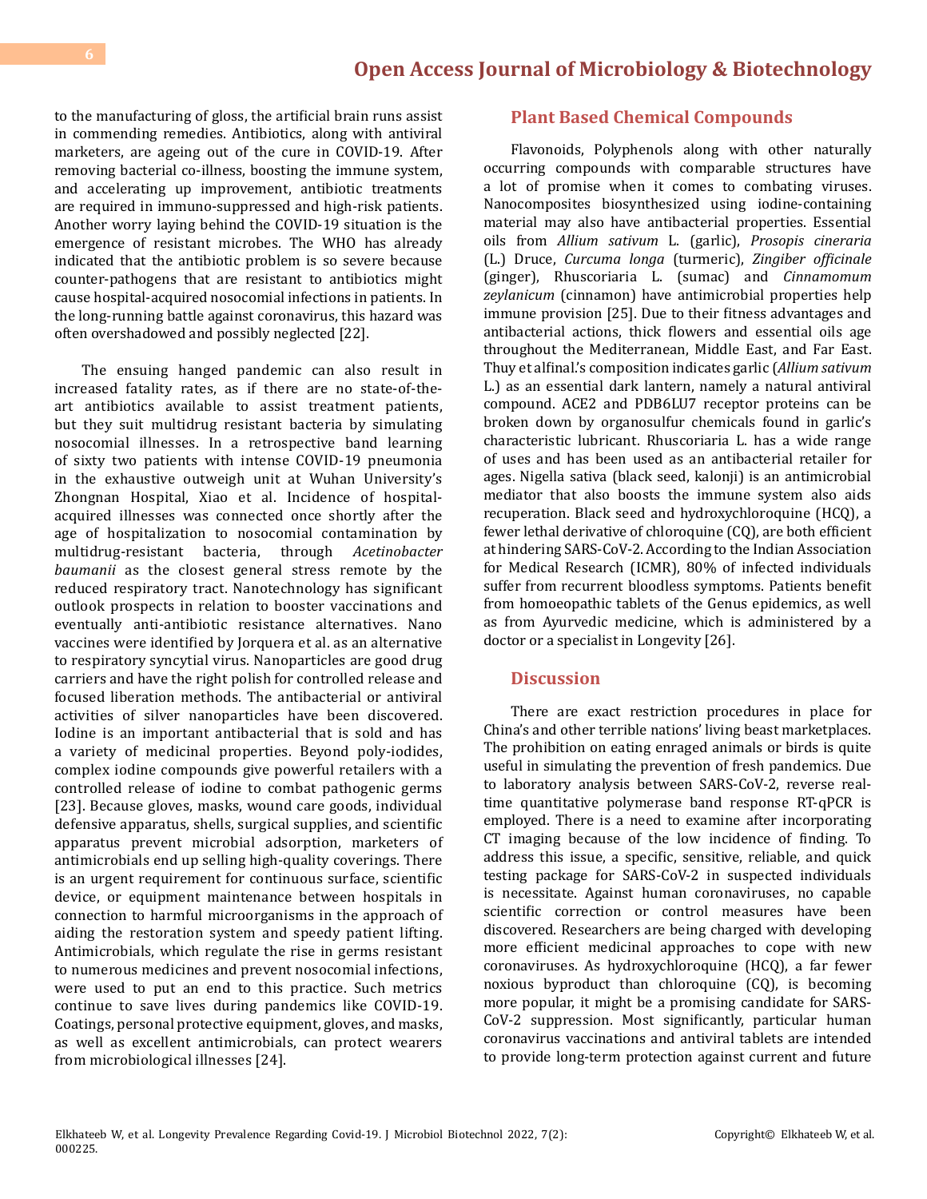to the manufacturing of gloss, the artificial brain runs assist in commending remedies. Antibiotics, along with antiviral marketers, are ageing out of the cure in COVID-19. After removing bacterial co-illness, boosting the immune system, and accelerating up improvement, antibiotic treatments are required in immuno-suppressed and high-risk patients. Another worry laying behind the COVID-19 situation is the emergence of resistant microbes. The WHO has already indicated that the antibiotic problem is so severe because counter-pathogens that are resistant to antibiotics might cause hospital-acquired nosocomial infections in patients. In the long-running battle against coronavirus, this hazard was often overshadowed and possibly neglected [22].

The ensuing hanged pandemic can also result in increased fatality rates, as if there are no state-of-the-art antibiotics available to assist treatment patients, but they suit multidrug resistant bacteria by simulating nosocomial illnesses. In a retrospective band learning of sixty two patients with intense COVID-19 pneumonia in the exhaustive outweigh unit at Wuhan University's Zhongnan Hospital, Xiao et al. Incidence of hospital-acquired illnesses was connected once shortly after the age of hospitalization to nosocomial contamination by multidrug-resistant bacteria, through *Acetinobacter baumanii* as the closest general stress remote by the reduced respiratory tract. Nanotechnology has significant outlook prospects in relation to booster vaccinations and eventually anti-antibiotic resistance alternatives. Nano vaccines were identified by Jorquera et al. as an alternative to respiratory syncytial virus. Nanoparticles are good drug carriers and have the right polish for controlled release and focused liberation methods. The antibacterial or antiviral activities of silver nanoparticles have been discovered. Iodine is an important antibacterial that is sold and has a variety of medicinal properties. Beyond poly-iodides, complex iodine compounds give powerful retailers with a controlled release of iodine to combat pathogenic germs [23]. Because gloves, masks, wound care goods, individual defensive apparatus, shells, surgical supplies, and scientific apparatus prevent microbial adsorption, marketers of antimicrobials end up selling high-quality coverings. There is an urgent requirement for continuous surface, scientific device, or equipment maintenance between hospitals in connection to harmful microorganisms in the approach of aiding the restoration system and speedy patient lifting. Antimicrobials, which regulate the rise in germs resistant to numerous medicines and prevent nosocomial infections, were used to put an end to this practice. Such metrics continue to save lives during pandemics like COVID-19. Coatings, personal protective equipment, gloves, and masks, as well as excellent antimicrobials, can protect wearers from microbiological illnesses [24].

## Plant Based Chemical Compounds

Flavonoids, Polyphenols along with other naturally occurring compounds with comparable structures have a lot of promise when it comes to combating viruses. Nanocomposites biosynthesized using iodine-containing material may also have antibacterial properties. Essential oils from *Allium sativum* L. (garlic), *Prosopis cineraria* (L.) Druce, *Curcuma longa* (turmeric), *Zingiber officinale* (ginger), Rhuscoriaria L. (sumac) and *Cinnamomum zeylanicum* (cinnamon) have antimicrobial properties help immune provision [25]. Due to their fitness advantages and antibacterial actions, thick flowers and essential oils age throughout the Mediterranean, Middle East, and Far East. Thuy et alfinal.'s composition indicates garlic (*Allium sativum* L.) as an essential dark lantern, namely a natural antiviral compound. ACE2 and PDB6LU7 receptor proteins can be broken down by organosulfur chemicals found in garlic's characteristic lubricant. Rhuscoriaria L. has a wide range of uses and has been used as an antibacterial retailer for ages. Nigella sativa (black seed, kalonji) is an antimicrobial mediator that also boosts the immune system also aids recuperation. Black seed and hydroxychloroquine (HCQ), a fewer lethal derivative of chloroquine (CQ), are both efficient at hindering SARS-CoV-2. According to the Indian Association for Medical Research (ICMR), 80% of infected individuals suffer from recurrent bloodless symptoms. Patients benefit from homoeopathic tablets of the Genus epidemics, as well as from Ayurvedic medicine, which is administered by a doctor or a specialist in Longevity [26].

## Discussion

There are exact restriction procedures in place for China's and other terrible nations' living beast marketplaces. The prohibition on eating enraged animals or birds is quite useful in simulating the prevention of fresh pandemics. Due to laboratory analysis between SARS-CoV-2, reverse real-time quantitative polymerase band response RT-qPCR is employed. There is a need to examine after incorporating CT imaging because of the low incidence of finding. To address this issue, a specific, sensitive, reliable, and quick testing package for SARS-CoV-2 in suspected individuals is necessitate. Against human coronaviruses, no capable scientific correction or control measures have been discovered. Researchers are being charged with developing more efficient medicinal approaches to cope with new coronaviruses. As hydroxychloroquine (HCQ), a far fewer noxious byproduct than chloroquine (CQ), is becoming more popular, it might be a promising candidate for SARS-CoV-2 suppression. Most significantly, particular human coronavirus vaccinations and antiviral tablets are intended to provide long-term protection against current and future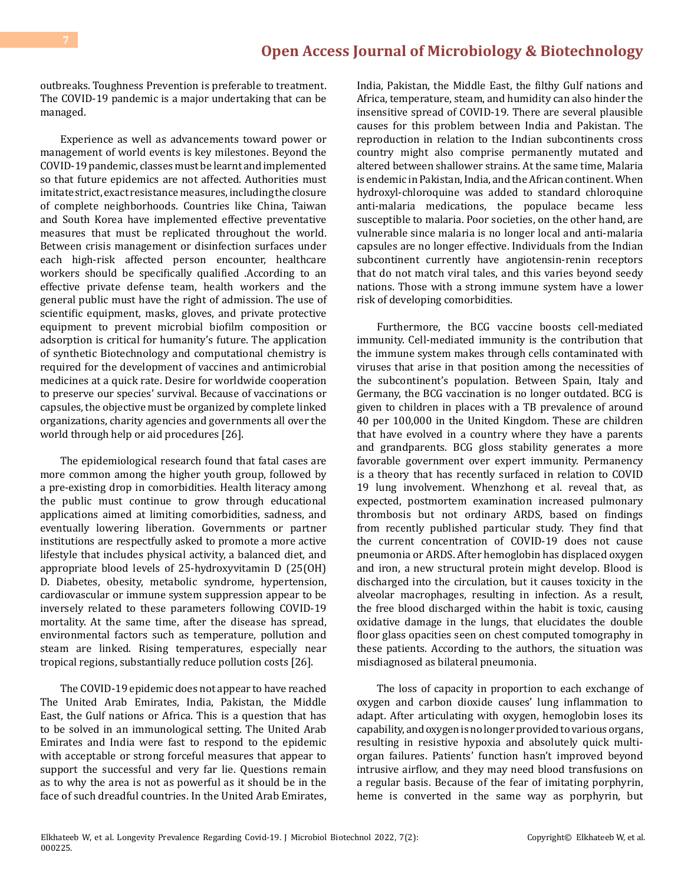outbreaks. Toughness Prevention is preferable to treatment. The COVID-19 pandemic is a major undertaking that can be managed.

Experience as well as advancements toward power or management of world events is key milestones. Beyond the COVID-19 pandemic, classes must be learnt and implemented so that future epidemics are not affected. Authorities must imitate strict, exact resistance measures, including the closure of complete neighborhoods. Countries like China, Taiwan and South Korea have implemented effective preventative measures that must be replicated throughout the world. Between crisis management or disinfection surfaces under each high-risk affected person encounter, healthcare workers should be specifically qualified .According to an effective private defense team, health workers and the general public must have the right of admission. The use of scientific equipment, masks, gloves, and private protective equipment to prevent microbial biofilm composition or adsorption is critical for humanity's future. The application of synthetic Biotechnology and computational chemistry is required for the development of vaccines and antimicrobial medicines at a quick rate. Desire for worldwide cooperation to preserve our species' survival. Because of vaccinations or capsules, the objective must be organized by complete linked organizations, charity agencies and governments all over the world through help or aid procedures [26].

The epidemiological research found that fatal cases are more common among the higher youth group, followed by a pre-existing drop in comorbidities. Health literacy among the public must continue to grow through educational applications aimed at limiting comorbidities, sadness, and eventually lowering liberation. Governments or partner institutions are respectfully asked to promote a more active lifestyle that includes physical activity, a balanced diet, and appropriate blood levels of 25-hydroxyvitamin D (25(OH) D. Diabetes, obesity, metabolic syndrome, hypertension, cardiovascular or immune system suppression appear to be inversely related to these parameters following COVID-19 mortality. At the same time, after the disease has spread, environmental factors such as temperature, pollution and steam are linked. Rising temperatures, especially near tropical regions, substantially reduce pollution costs [26].

The COVID-19 epidemic does not appear to have reached The United Arab Emirates, India, Pakistan, the Middle East, the Gulf nations or Africa. This is a question that has to be solved in an immunological setting. The United Arab Emirates and India were fast to respond to the epidemic with acceptable or strong forceful measures that appear to support the successful and very far lie. Questions remain as to why the area is not as powerful as it should be in the face of such dreadful countries. In the United Arab Emirates, India, Pakistan, the Middle East, the filthy Gulf nations and Africa, temperature, steam, and humidity can also hinder the insensitive spread of COVID-19. There are several plausible causes for this problem between India and Pakistan. The reproduction in relation to the Indian subcontinents cross country might also comprise permanently mutated and altered between shallower strains. At the same time, Malaria is endemic in Pakistan, India, and the African continent. When hydroxyl-chloroquine was added to standard chloroquine anti-malaria medications, the populace became less susceptible to malaria. Poor societies, on the other hand, are vulnerable since malaria is no longer local and anti-malaria capsules are no longer effective. Individuals from the Indian subcontinent currently have angiotensin-renin receptors that do not match viral tales, and this varies beyond seedy nations. Those with a strong immune system have a lower risk of developing comorbidities.

Furthermore, the BCG vaccine boosts cell-mediated immunity. Cell-mediated immunity is the contribution that the immune system makes through cells contaminated with viruses that arise in that position among the necessities of the subcontinent's population. Between Spain, Italy and Germany, the BCG vaccination is no longer outdated. BCG is given to children in places with a TB prevalence of around 40 per 100,000 in the United Kingdom. These are children that have evolved in a country where they have a parents and grandparents. BCG gloss stability generates a more favorable government over expert immunity. Permanency is a theory that has recently surfaced in relation to COVID 19 lung involvement. Whenzhong et al. reveal that, as expected, postmortem examination increased pulmonary thrombosis but not ordinary ARDS, based on findings from recently published particular study. They find that the current concentration of COVID-19 does not cause pneumonia or ARDS. After hemoglobin has displaced oxygen and iron, a new structural protein might develop. Blood is discharged into the circulation, but it causes toxicity in the alveolar macrophages, resulting in infection. As a result, the free blood discharged within the habit is toxic, causing oxidative damage in the lungs, that elucidates the double floor glass opacities seen on chest computed tomography in these patients. According to the authors, the situation was misdiagnosed as bilateral pneumonia.

The loss of capacity in proportion to each exchange of oxygen and carbon dioxide causes' lung inflammation to adapt. After articulating with oxygen, hemoglobin loses its capability, and oxygen is no longer provided to various organs, resulting in resistive hypoxia and absolutely quick multi-organ failures. Patients' function hasn't improved beyond intrusive airflow, and they may need blood transfusions on a regular basis. Because of the fear of imitating porphyrin, heme is converted in the same way as porphyrin, but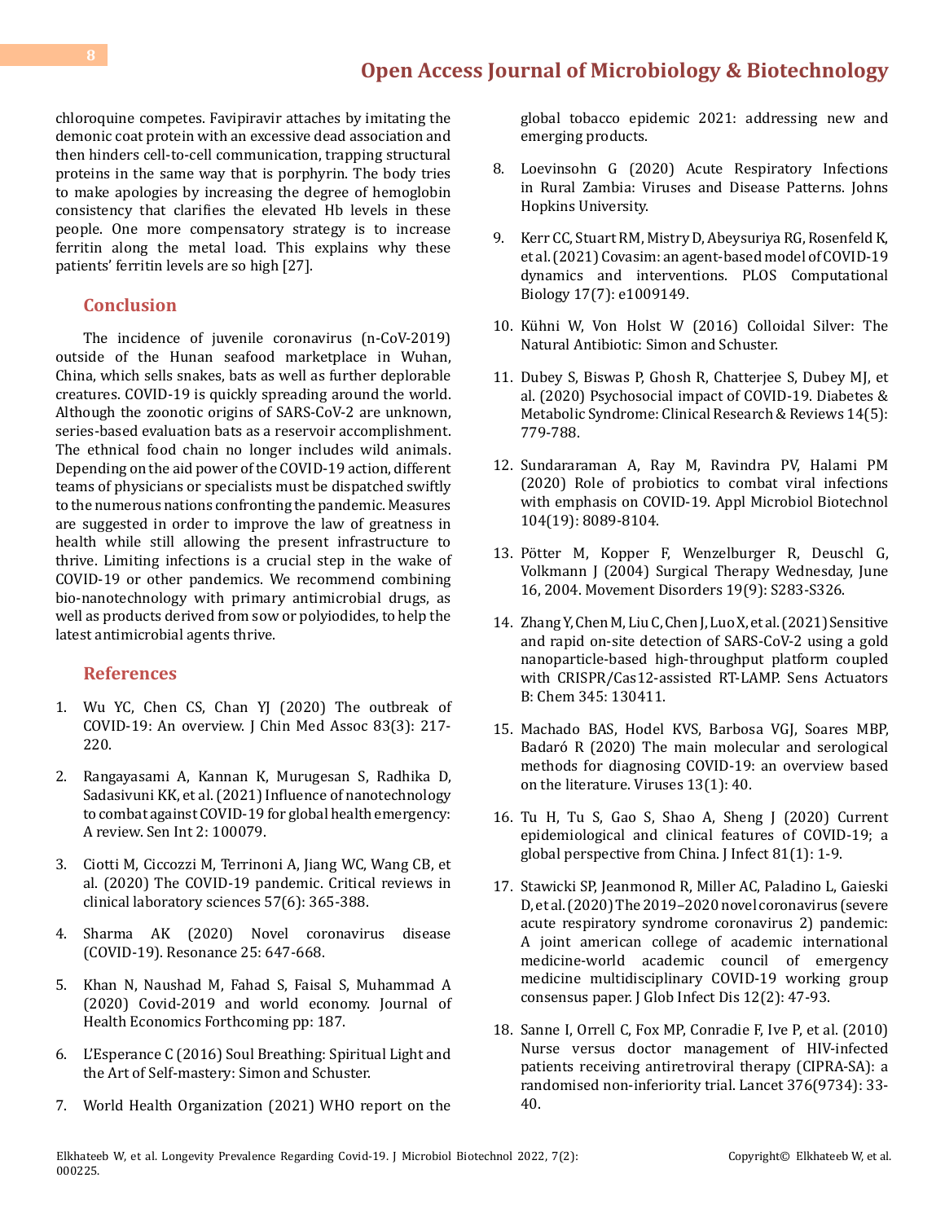chloroquine competes. Favipiravir attaches by imitating the demonic coat protein with an excessive dead association and then hinders cell-to-cell communication, trapping structural proteins in the same way that is porphyrin. The body tries to make apologies by increasing the degree of hemoglobin consistency that clarifies the elevated Hb levels in these people. One more compensatory strategy is to increase ferritin along the metal load. This explains why these patients' ferritin levels are so high [27].

## Conclusion

The incidence of juvenile coronavirus (n-CoV-2019) outside of the Hunan seafood marketplace in Wuhan, China, which sells snakes, bats as well as further deplorable creatures. COVID-19 is quickly spreading around the world. Although the zoonotic origins of SARS-CoV-2 are unknown, series-based evaluation bats as a reservoir accomplishment. The ethnical food chain no longer includes wild animals. Depending on the aid power of the COVID-19 action, different teams of physicians or specialists must be dispatched swiftly to the numerous nations confronting the pandemic. Measures are suggested in order to improve the law of greatness in health while still allowing the present infrastructure to thrive. Limiting infections is a crucial step in the wake of COVID-19 or other pandemics. We recommend combining bio-nanotechnology with primary antimicrobial drugs, as well as products derived from sow or polyiodides, to help the latest antimicrobial agents thrive.

## References

1. Wu YC, Chen CS, Chan YJ (2020) The outbreak of COVID-19: An overview. J Chin Med Assoc 83(3): 217-220.
2. Rangayasami A, Kannan K, Murugesan S, Radhika D, Sadasivuni KK, et al. (2021) Influence of nanotechnology to combat against COVID-19 for global health emergency: A review. Sen Int 2: 100079.
3. Ciotti M, Ciccozzi M, Terrinoni A, Jiang WC, Wang CB, et al. (2020) The COVID-19 pandemic. Critical reviews in clinical laboratory sciences 57(6): 365-388.
4. Sharma AK (2020) Novel coronavirus disease (COVID-19). Resonance 25: 647-668.
5. Khan N, Naushad M, Fahad S, Faisal S, Muhammad A (2020) Covid-2019 and world economy. Journal of Health Economics Forthcoming pp: 187.
6. L'Esperance C (2016) Soul Breathing: Spiritual Light and the Art of Self-mastery: Simon and Schuster.
7. World Health Organization (2021) WHO report on the global tobacco epidemic 2021: addressing new and emerging products.
8. Loevinsohn G (2020) Acute Respiratory Infections in Rural Zambia: Viruses and Disease Patterns. Johns Hopkins University.
9. Kerr CC, Stuart RM, Mistry D, Abeysuriya RG, Rosenfeld K, et al. (2021) Covasim: an agent-based model of COVID-19 dynamics and interventions. PLOS Computational Biology 17(7): e1009149.
10. Kühni W, Von Holst W (2016) Colloidal Silver: The Natural Antibiotic: Simon and Schuster.
11. Dubey S, Biswas P, Ghosh R, Chatterjee S, Dubey MJ, et al. (2020) Psychosocial impact of COVID-19. Diabetes & Metabolic Syndrome: Clinical Research & Reviews 14(5): 779-788.
12. Sundararaman A, Ray M, Ravindra PV, Halami PM (2020) Role of probiotics to combat viral infections with emphasis on COVID-19. Appl Microbiol Biotechnol 104(19): 8089-8104.
13. Pötter M, Kopper F, Wenzelburger R, Deuschl G, Volkmann J (2004) Surgical Therapy Wednesday, June 16, 2004. Movement Disorders 19(9): S283-S326.
14. Zhang Y, Chen M, Liu C, Chen J, Luo X, et al. (2021) Sensitive and rapid on-site detection of SARS-CoV-2 using a gold nanoparticle-based high-throughput platform coupled with CRISPR/Cas12-assisted RT-LAMP. Sens Actuators B: Chem 345: 130411.
15. Machado BAS, Hodel KVS, Barbosa VGJ, Soares MBP, Badaró R (2020) The main molecular and serological methods for diagnosing COVID-19: an overview based on the literature. Viruses 13(1): 40.
16. Tu H, Tu S, Gao S, Shao A, Sheng J (2020) Current epidemiological and clinical features of COVID-19; a global perspective from China. J Infect 81(1): 1-9.
17. Stawicki SP, Jeanmonod R, Miller AC, Paladino L, Gaieski D, et al. (2020) The 2019–2020 novel coronavirus (severe acute respiratory syndrome coronavirus 2) pandemic: A joint american college of academic international medicine-world academic council of emergency medicine multidisciplinary COVID-19 working group consensus paper. J Glob Infect Dis 12(2): 47-93.
18. Sanne I, Orrell C, Fox MP, Conradie F, Ive P, et al. (2010) Nurse versus doctor management of HIV-infected patients receiving antiretroviral therapy (CIPRA-SA): a randomised non-inferiority trial. Lancet 376(9734): 33-40.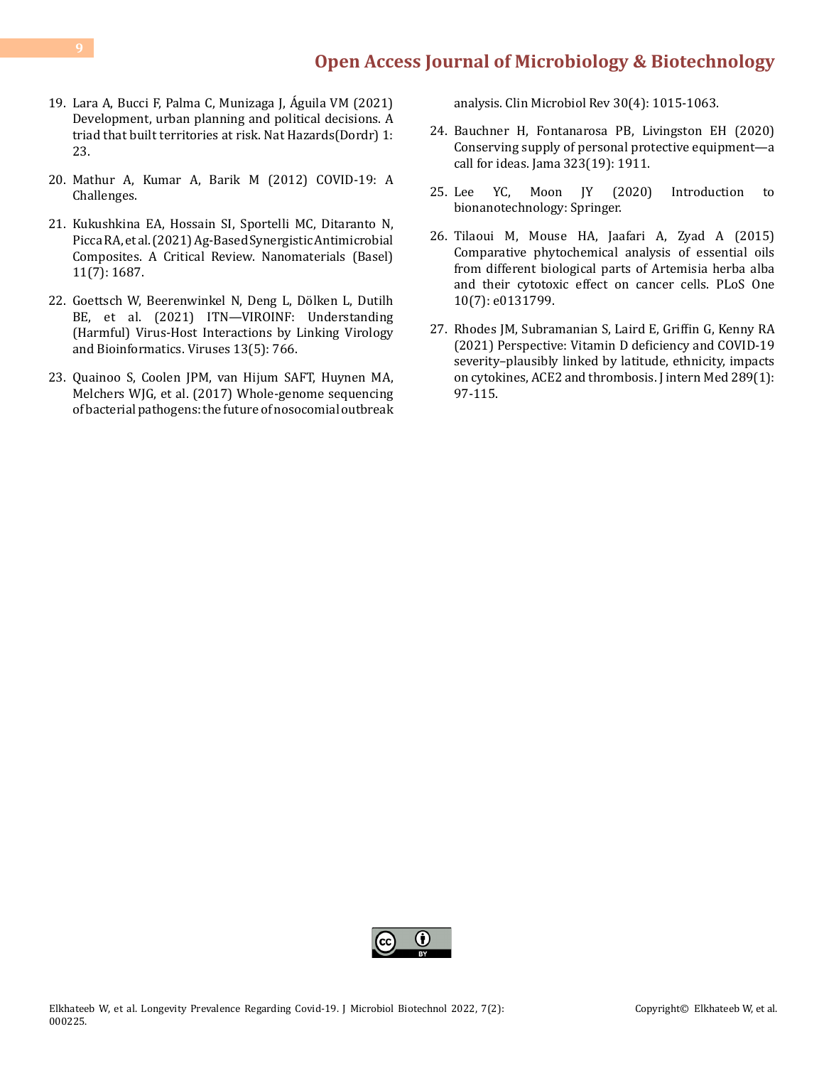19. Lara A, Bucci F, Palma C, Munizaga J, Águila VM (2021) Development, urban planning and political decisions. A triad that built territories at risk. Nat Hazards(Dordr) 1: 23.

20. Mathur A, Kumar A, Barik M (2012) COVID-19: A Challenges.

21. Kukushkina EA, Hossain SI, Sportelli MC, Ditaranto N, Picca RA, et al. (2021) Ag-Based Synergistic Antimicrobial Composites. A Critical Review. Nanomaterials (Basel) 11(7): 1687.

22. Goettsch W, Beerenwinkel N, Deng L, Dölken L, Dutilh BE, et al. (2021) ITN—VIROINF: Understanding (Harmful) Virus-Host Interactions by Linking Virology and Bioinformatics. Viruses 13(5): 766.

23. Quainoo S, Coolen JPM, van Hijum SAFT, Huynen MA, Melchers WJG, et al. (2017) Whole-genome sequencing of bacterial pathogens: the future of nosocomial outbreak analysis. Clin Microbiol Rev 30(4): 1015-1063.

24. Bauchner H, Fontanarosa PB, Livingston EH (2020) Conserving supply of personal protective equipment—a call for ideas. Jama 323(19): 1911.

25. Lee YC, Moon JY (2020) Introduction to bionanotechnology: Springer.

26. Tilaoui M, Mouse HA, Jaafari A, Zyad A (2015) Comparative phytochemical analysis of essential oils from different biological parts of Artemisia herba alba and their cytotoxic effect on cancer cells. PLoS One 10(7): e0131799.

27. Rhodes JM, Subramanian S, Laird E, Griffin G, Kenny RA (2021) Perspective: Vitamin D deficiency and COVID-19 severity–plausibly linked by latitude, ethnicity, impacts on cytokines, ACE2 and thrombosis. J intern Med 289(1): 97-115.